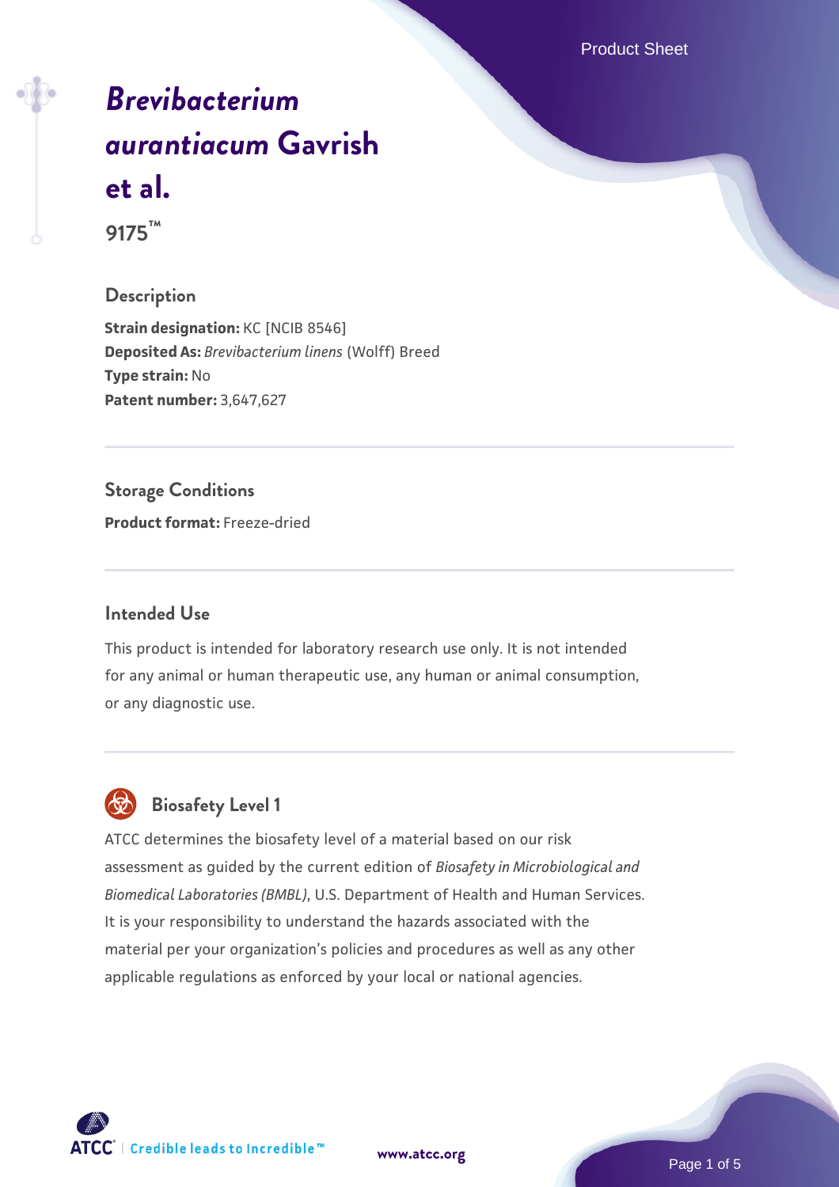# *Brevibacterium aurantiacum* Gavrish et al.

**9175™**

## Description

**Strain designation:** KC [NCIB 8546]

**Deposited As:** *Brevibacterium linens* (Wolff) Breed

**Type strain:** No

**Patent number:** 3,647,627

## Storage Conditions

**Product format:** Freeze-dried

## Intended Use

This product is intended for laboratory research use only. It is not intended for any animal or human therapeutic use, any human or animal consumption, or any diagnostic use.

## Biosafety Level 1

ATCC determines the biosafety level of a material based on our risk assessment as guided by the current edition of *Biosafety in Microbiological and Biomedical Laboratories (BMBL)*, U.S. Department of Health and Human Services. It is your responsibility to understand the hazards associated with the material per your organization's policies and procedures as well as any other applicable regulations as enforced by your local or national agencies.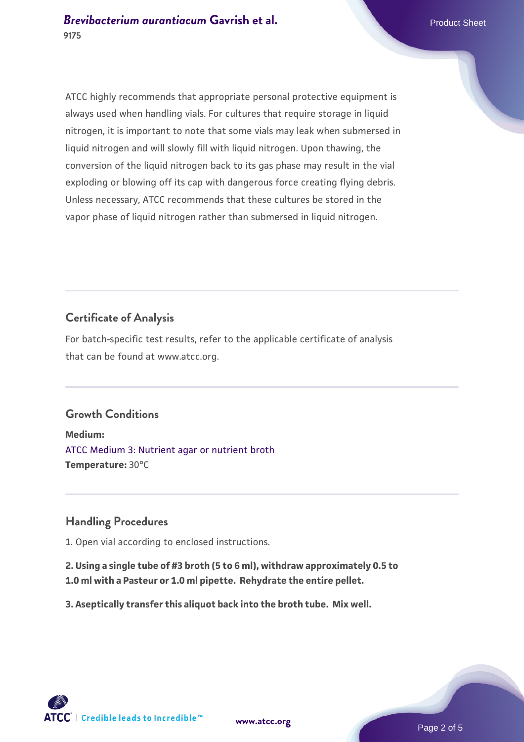ATCC highly recommends that appropriate personal protective equipment is always used when handling vials. For cultures that require storage in liquid nitrogen, it is important to note that some vials may leak when submersed in liquid nitrogen and will slowly fill with liquid nitrogen. Upon thawing, the conversion of the liquid nitrogen back to its gas phase may result in the vial exploding or blowing off its cap with dangerous force creating flying debris. Unless necessary, ATCC recommends that these cultures be stored in the vapor phase of liquid nitrogen rather than submersed in liquid nitrogen.

## Certificate of Analysis

For batch-specific test results, refer to the applicable certificate of analysis that can be found at www.atcc.org.

## Growth Conditions

**Medium:**
ATCC Medium 3: Nutrient agar or nutrient broth
**Temperature:** 30°C

## Handling Procedures

1. Open vial according to enclosed instructions.

**2. Using a single tube of #3 broth (5 to 6 ml), withdraw approximately 0.5 to 1.0 ml with a Pasteur or 1.0 ml pipette. Rehydrate the entire pellet.**

**3. Aseptically transfer this aliquot back into the broth tube. Mix well.**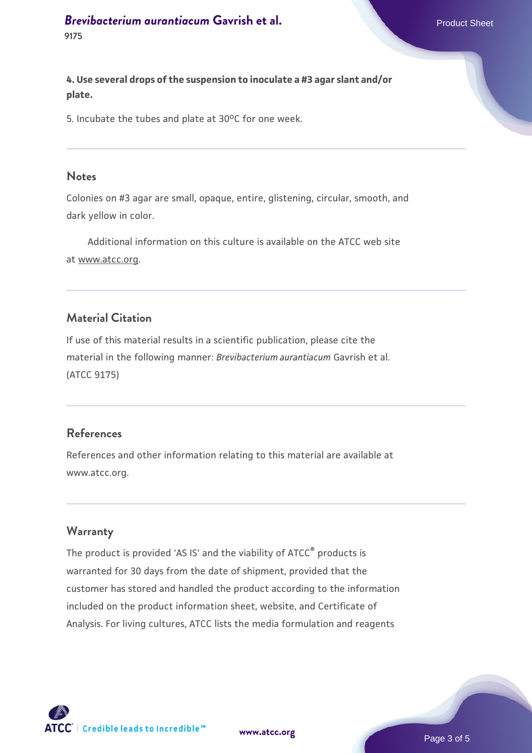**4. Use several drops of the suspension to inoculate a #3 agar slant and/or plate.**

5. Incubate the tubes and plate at 30ºC for one week.

## Notes

Colonies on #3 agar are small, opaque, entire, glistening, circular, smooth, and dark yellow in color.

Additional information on this culture is available on the ATCC web site at www.atcc.org.

## Material Citation

If use of this material results in a scientific publication, please cite the material in the following manner: *Brevibacterium aurantiacum* Gavrish et al. (ATCC 9175)

## References

References and other information relating to this material are available at www.atcc.org.

## Warranty

The product is provided 'AS IS' and the viability of ATCC® products is warranted for 30 days from the date of shipment, provided that the customer has stored and handled the product according to the information included on the product information sheet, website, and Certificate of Analysis. For living cultures, ATCC lists the media formulation and reagents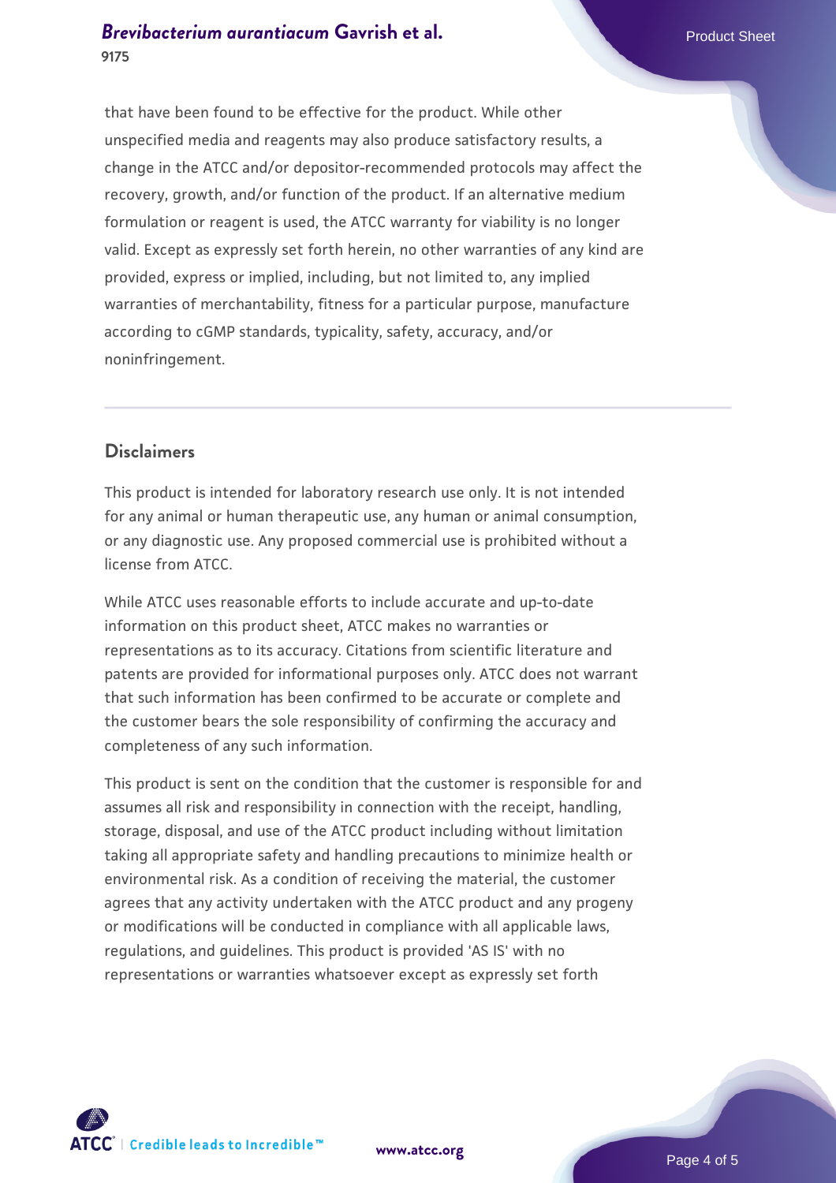that have been found to be effective for the product. While other unspecified media and reagents may also produce satisfactory results, a change in the ATCC and/or depositor-recommended protocols may affect the recovery, growth, and/or function of the product. If an alternative medium formulation or reagent is used, the ATCC warranty for viability is no longer valid. Except as expressly set forth herein, no other warranties of any kind are provided, express or implied, including, but not limited to, any implied warranties of merchantability, fitness for a particular purpose, manufacture according to cGMP standards, typicality, safety, accuracy, and/or noninfringement.

## Disclaimers

This product is intended for laboratory research use only. It is not intended for any animal or human therapeutic use, any human or animal consumption, or any diagnostic use. Any proposed commercial use is prohibited without a license from ATCC.

While ATCC uses reasonable efforts to include accurate and up-to-date information on this product sheet, ATCC makes no warranties or representations as to its accuracy. Citations from scientific literature and patents are provided for informational purposes only. ATCC does not warrant that such information has been confirmed to be accurate or complete and the customer bears the sole responsibility of confirming the accuracy and completeness of any such information.

This product is sent on the condition that the customer is responsible for and assumes all risk and responsibility in connection with the receipt, handling, storage, disposal, and use of the ATCC product including without limitation taking all appropriate safety and handling precautions to minimize health or environmental risk. As a condition of receiving the material, the customer agrees that any activity undertaken with the ATCC product and any progeny or modifications will be conducted in compliance with all applicable laws, regulations, and guidelines. This product is provided 'AS IS' with no representations or warranties whatsoever except as expressly set forth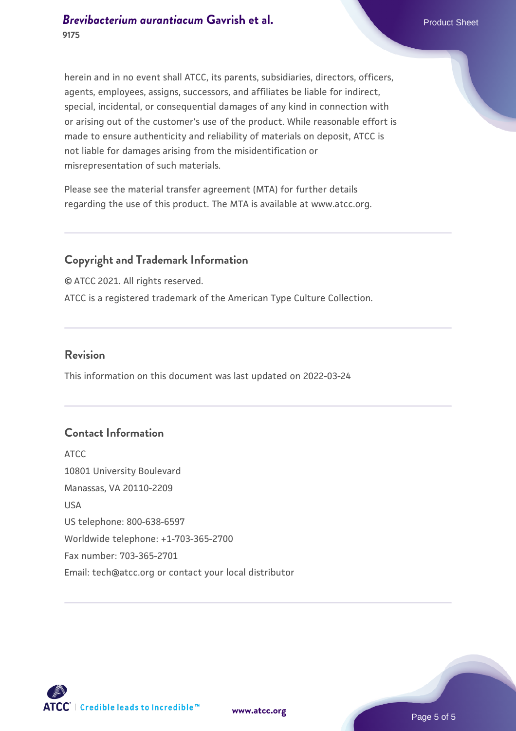herein and in no event shall ATCC, its parents, subsidiaries, directors, officers, agents, employees, assigns, successors, and affiliates be liable for indirect, special, incidental, or consequential damages of any kind in connection with or arising out of the customer's use of the product. While reasonable effort is made to ensure authenticity and reliability of materials on deposit, ATCC is not liable for damages arising from the misidentification or misrepresentation of such materials.

Please see the material transfer agreement (MTA) for further details regarding the use of this product. The MTA is available at www.atcc.org.

## Copyright and Trademark Information

© ATCC 2021. All rights reserved.

ATCC is a registered trademark of the American Type Culture Collection.

## Revision

This information on this document was last updated on 2022-03-24

## Contact Information

ATCC
10801 University Boulevard
Manassas, VA 20110-2209
USA
US telephone: 800-638-6597
Worldwide telephone: +1-703-365-2700
Fax number: 703-365-2701
Email: tech@atcc.org or contact your local distributor